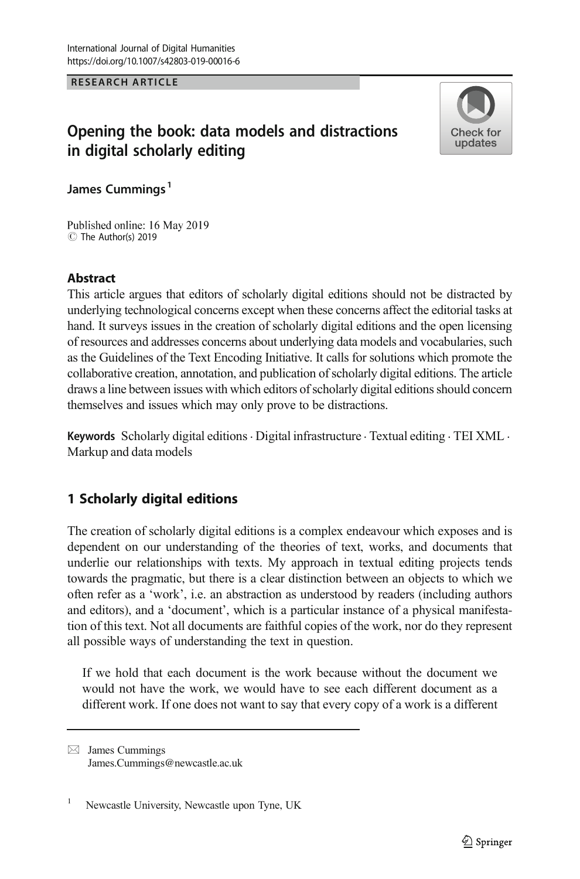RESEARCH ARTICLE

# Opening the book: data models and distractions in digital scholarly editing

James Cummings[1]

Published online: 16 May 2019
© The Author(s) 2019

## Abstract

This article argues that editors of scholarly digital editions should not be distracted by underlying technological concerns except when these concerns affect the editorial tasks at hand. It surveys issues in the creation of scholarly digital editions and the open licensing of resources and addresses concerns about underlying data models and vocabularies, such as the Guidelines of the Text Encoding Initiative. It calls for solutions which promote the collaborative creation, annotation, and publication of scholarly digital editions. The article draws a line between issues with which editors of scholarly digital editions should concern themselves and issues which may only prove to be distractions.

**Keywords** Scholarly digital editions · Digital infrastructure · Textual editing · TEI XML · Markup and data models

## 1 Scholarly digital editions

The creation of scholarly digital editions is a complex endeavour which exposes and is dependent on our understanding of the theories of text, works, and documents that underlie our relationships with texts. My approach in textual editing projects tends towards the pragmatic, but there is a clear distinction between an objects to which we often refer as a 'work', i.e. an abstraction as understood by readers (including authors and editors), and a 'document', which is a particular instance of a physical manifestation of this text. Not all documents are faithful copies of the work, nor do they represent all possible ways of understanding the text in question.

> If we hold that each document is the work because without the document we would not have the work, we would have to see each different document as a different work. If one does not want to say that every copy of a work is a different

✉ James Cummings
James.Cummings@newcastle.ac.uk

[1] Newcastle University, Newcastle upon Tyne, UK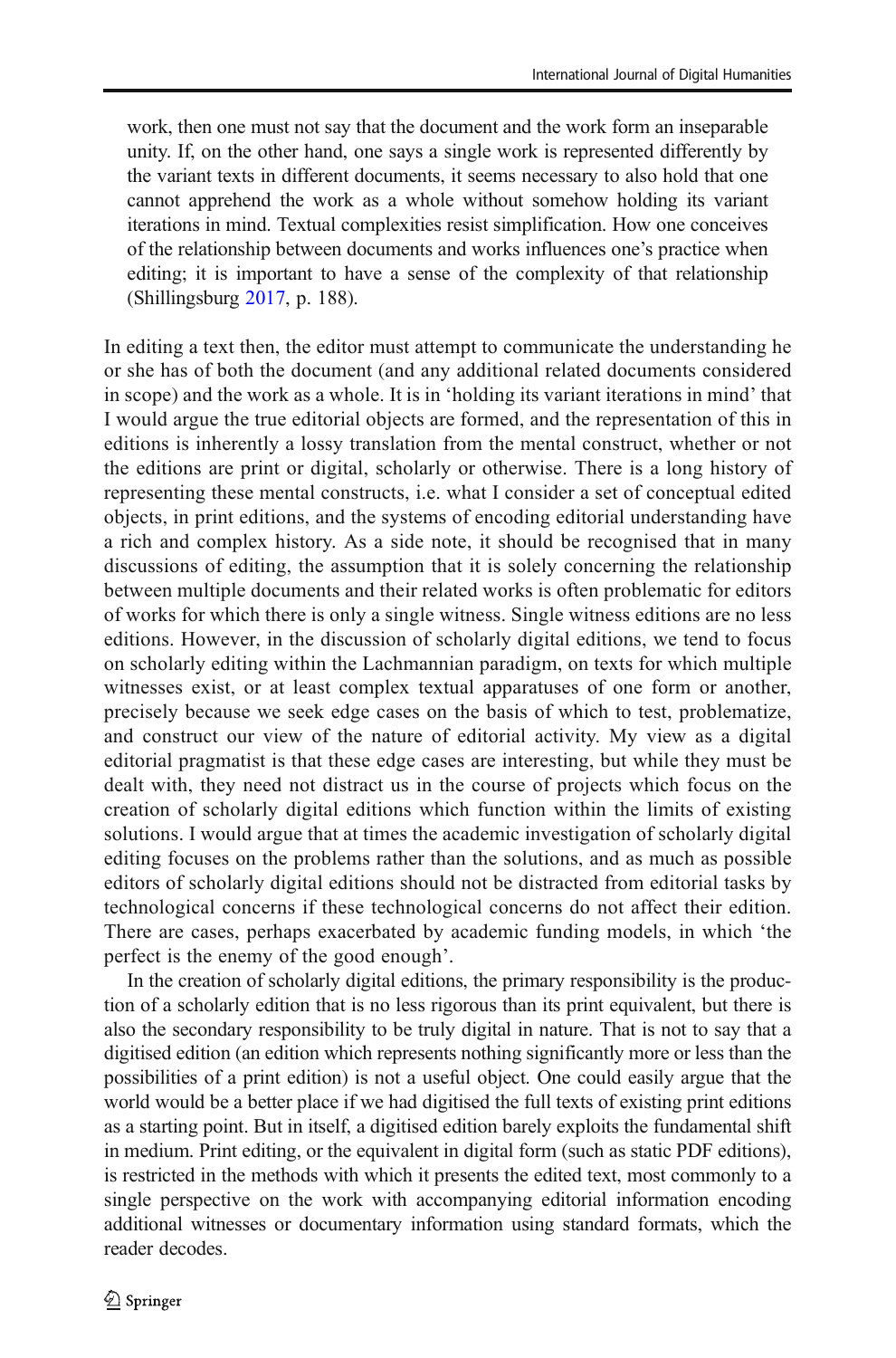> work, then one must not say that the document and the work form an inseparable unity. If, on the other hand, one says a single work is represented differently by the variant texts in different documents, it seems necessary to also hold that one cannot apprehend the work as a whole without somehow holding its variant iterations in mind. Textual complexities resist simplification. How one conceives of the relationship between documents and works influences one's practice when editing; it is important to have a sense of the complexity of that relationship (Shillingsburg 2017, p. 188).

In editing a text then, the editor must attempt to communicate the understanding he or she has of both the document (and any additional related documents considered in scope) and the work as a whole. It is in 'holding its variant iterations in mind' that I would argue the true editorial objects are formed, and the representation of this in editions is inherently a lossy translation from the mental construct, whether or not the editions are print or digital, scholarly or otherwise. There is a long history of representing these mental constructs, i.e. what I consider a set of conceptual edited objects, in print editions, and the systems of encoding editorial understanding have a rich and complex history. As a side note, it should be recognised that in many discussions of editing, the assumption that it is solely concerning the relationship between multiple documents and their related works is often problematic for editors of works for which there is only a single witness. Single witness editions are no less editions. However, in the discussion of scholarly digital editions, we tend to focus on scholarly editing within the Lachmannian paradigm, on texts for which multiple witnesses exist, or at least complex textual apparatuses of one form or another, precisely because we seek edge cases on the basis of which to test, problematize, and construct our view of the nature of editorial activity. My view as a digital editorial pragmatist is that these edge cases are interesting, but while they must be dealt with, they need not distract us in the course of projects which focus on the creation of scholarly digital editions which function within the limits of existing solutions. I would argue that at times the academic investigation of scholarly digital editing focuses on the problems rather than the solutions, and as much as possible editors of scholarly digital editions should not be distracted from editorial tasks by technological concerns if these technological concerns do not affect their edition. There are cases, perhaps exacerbated by academic funding models, in which 'the perfect is the enemy of the good enough'.

In the creation of scholarly digital editions, the primary responsibility is the production of a scholarly edition that is no less rigorous than its print equivalent, but there is also the secondary responsibility to be truly digital in nature. That is not to say that a digitised edition (an edition which represents nothing significantly more or less than the possibilities of a print edition) is not a useful object. One could easily argue that the world would be a better place if we had digitised the full texts of existing print editions as a starting point. But in itself, a digitised edition barely exploits the fundamental shift in medium. Print editing, or the equivalent in digital form (such as static PDF editions), is restricted in the methods with which it presents the edited text, most commonly to a single perspective on the work with accompanying editorial information encoding additional witnesses or documentary information using standard formats, which the reader decodes.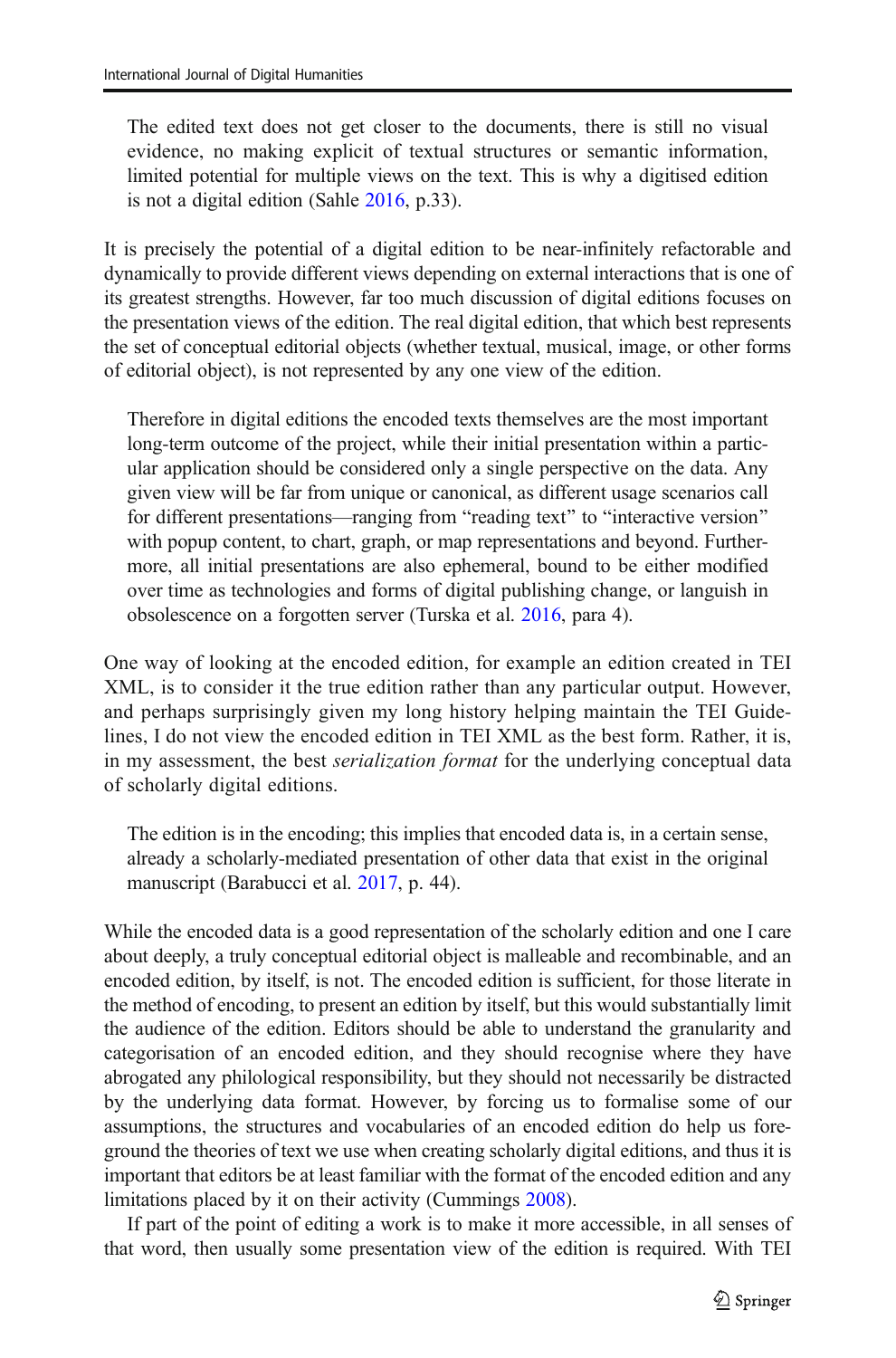> The edited text does not get closer to the documents, there is still no visual evidence, no making explicit of textual structures or semantic information, limited potential for multiple views on the text. This is why a digitised edition is not a digital edition (Sahle 2016, p.33).

It is precisely the potential of a digital edition to be near-infinitely refactorable and dynamically to provide different views depending on external interactions that is one of its greatest strengths. However, far too much discussion of digital editions focuses on the presentation views of the edition. The real digital edition, that which best represents the set of conceptual editorial objects (whether textual, musical, image, or other forms of editorial object), is not represented by any one view of the edition.

> Therefore in digital editions the encoded texts themselves are the most important long-term outcome of the project, while their initial presentation within a particular application should be considered only a single perspective on the data. Any given view will be far from unique or canonical, as different usage scenarios call for different presentations—ranging from "reading text" to "interactive version" with popup content, to chart, graph, or map representations and beyond. Furthermore, all initial presentations are also ephemeral, bound to be either modified over time as technologies and forms of digital publishing change, or languish in obsolescence on a forgotten server (Turska et al. 2016, para 4).

One way of looking at the encoded edition, for example an edition created in TEI XML, is to consider it the true edition rather than any particular output. However, and perhaps surprisingly given my long history helping maintain the TEI Guidelines, I do not view the encoded edition in TEI XML as the best form. Rather, it is, in my assessment, the best *serialization format* for the underlying conceptual data of scholarly digital editions.

> The edition is in the encoding; this implies that encoded data is, in a certain sense, already a scholarly-mediated presentation of other data that exist in the original manuscript (Barabucci et al. 2017, p. 44).

While the encoded data is a good representation of the scholarly edition and one I care about deeply, a truly conceptual editorial object is malleable and recombinable, and an encoded edition, by itself, is not. The encoded edition is sufficient, for those literate in the method of encoding, to present an edition by itself, but this would substantially limit the audience of the edition. Editors should be able to understand the granularity and categorisation of an encoded edition, and they should recognise where they have abrogated any philological responsibility, but they should not necessarily be distracted by the underlying data format. However, by forcing us to formalise some of our assumptions, the structures and vocabularies of an encoded edition do help us foreground the theories of text we use when creating scholarly digital editions, and thus it is important that editors be at least familiar with the format of the encoded edition and any limitations placed by it on their activity (Cummings 2008).

If part of the point of editing a work is to make it more accessible, in all senses of that word, then usually some presentation view of the edition is required. With TEI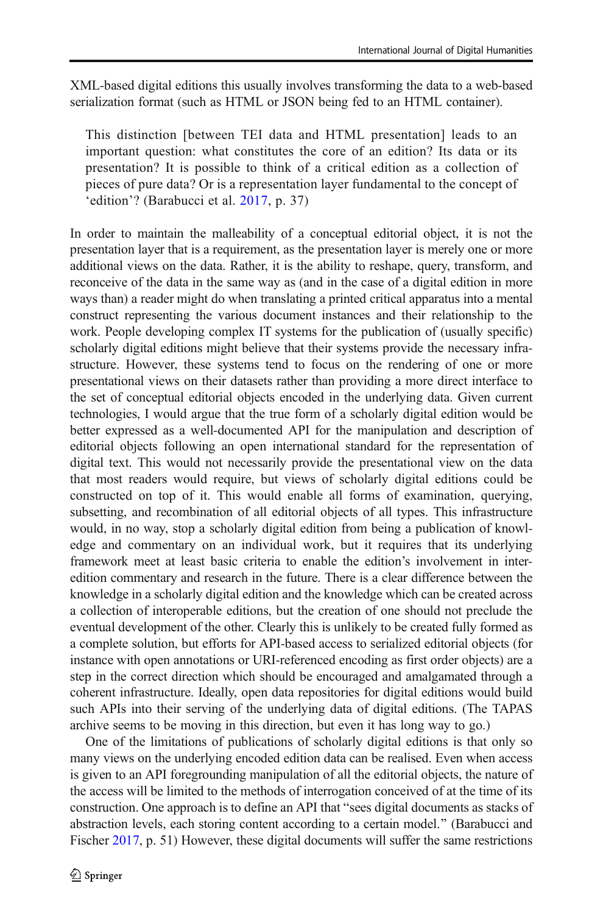XML-based digital editions this usually involves transforming the data to a web-based serialization format (such as HTML or JSON being fed to an HTML container).

> This distinction [between TEI data and HTML presentation] leads to an important question: what constitutes the core of an edition? Its data or its presentation? It is possible to think of a critical edition as a collection of pieces of pure data? Or is a representation layer fundamental to the concept of 'edition'? (Barabucci et al. 2017, p. 37)

In order to maintain the malleability of a conceptual editorial object, it is not the presentation layer that is a requirement, as the presentation layer is merely one or more additional views on the data. Rather, it is the ability to reshape, query, transform, and reconceive of the data in the same way as (and in the case of a digital edition in more ways than) a reader might do when translating a printed critical apparatus into a mental construct representing the various document instances and their relationship to the work. People developing complex IT systems for the publication of (usually specific) scholarly digital editions might believe that their systems provide the necessary infrastructure. However, these systems tend to focus on the rendering of one or more presentational views on their datasets rather than providing a more direct interface to the set of conceptual editorial objects encoded in the underlying data. Given current technologies, I would argue that the true form of a scholarly digital edition would be better expressed as a well-documented API for the manipulation and description of editorial objects following an open international standard for the representation of digital text. This would not necessarily provide the presentational view on the data that most readers would require, but views of scholarly digital editions could be constructed on top of it. This would enable all forms of examination, querying, subsetting, and recombination of all editorial objects of all types. This infrastructure would, in no way, stop a scholarly digital edition from being a publication of knowledge and commentary on an individual work, but it requires that its underlying framework meet at least basic criteria to enable the edition's involvement in inter-edition commentary and research in the future. There is a clear difference between the knowledge in a scholarly digital edition and the knowledge which can be created across a collection of interoperable editions, but the creation of one should not preclude the eventual development of the other. Clearly this is unlikely to be created fully formed as a complete solution, but efforts for API-based access to serialized editorial objects (for instance with open annotations or URI-referenced encoding as first order objects) are a step in the correct direction which should be encouraged and amalgamated through a coherent infrastructure. Ideally, open data repositories for digital editions would build such APIs into their serving of the underlying data of digital editions. (The TAPAS archive seems to be moving in this direction, but even it has long way to go.)

One of the limitations of publications of scholarly digital editions is that only so many views on the underlying encoded edition data can be realised. Even when access is given to an API foregrounding manipulation of all the editorial objects, the nature of the access will be limited to the methods of interrogation conceived of at the time of its construction. One approach is to define an API that "sees digital documents as stacks of abstraction levels, each storing content according to a certain model." (Barabucci and Fischer 2017, p. 51) However, these digital documents will suffer the same restrictions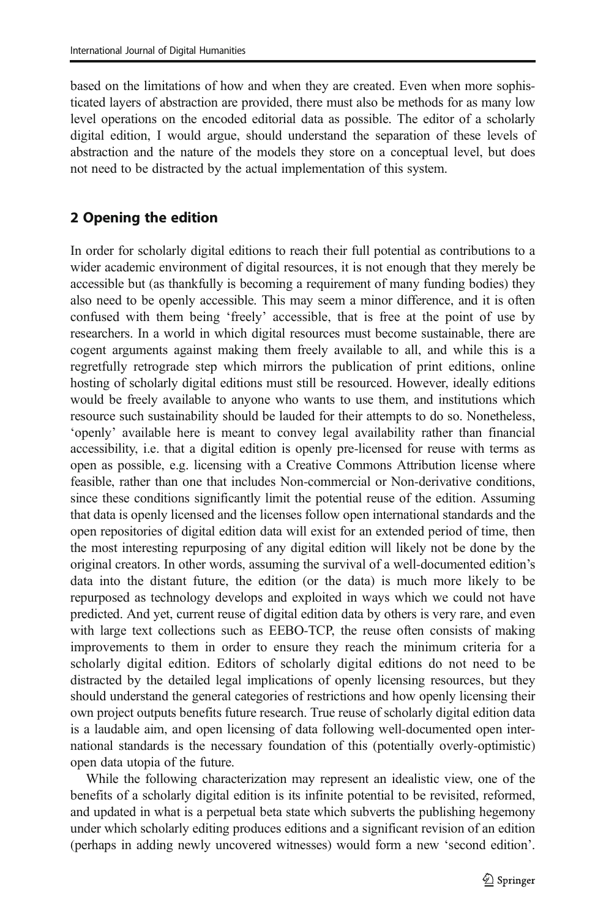based on the limitations of how and when they are created. Even when more sophisticated layers of abstraction are provided, there must also be methods for as many low level operations on the encoded editorial data as possible. The editor of a scholarly digital edition, I would argue, should understand the separation of these levels of abstraction and the nature of the models they store on a conceptual level, but does not need to be distracted by the actual implementation of this system.

## 2 Opening the edition

In order for scholarly digital editions to reach their full potential as contributions to a wider academic environment of digital resources, it is not enough that they merely be accessible but (as thankfully is becoming a requirement of many funding bodies) they also need to be openly accessible. This may seem a minor difference, and it is often confused with them being 'freely' accessible, that is free at the point of use by researchers. In a world in which digital resources must become sustainable, there are cogent arguments against making them freely available to all, and while this is a regretfully retrograde step which mirrors the publication of print editions, online hosting of scholarly digital editions must still be resourced. However, ideally editions would be freely available to anyone who wants to use them, and institutions which resource such sustainability should be lauded for their attempts to do so. Nonetheless, 'openly' available here is meant to convey legal availability rather than financial accessibility, i.e. that a digital edition is openly pre-licensed for reuse with terms as open as possible, e.g. licensing with a Creative Commons Attribution license where feasible, rather than one that includes Non-commercial or Non-derivative conditions, since these conditions significantly limit the potential reuse of the edition. Assuming that data is openly licensed and the licenses follow open international standards and the open repositories of digital edition data will exist for an extended period of time, then the most interesting repurposing of any digital edition will likely not be done by the original creators. In other words, assuming the survival of a well-documented edition's data into the distant future, the edition (or the data) is much more likely to be repurposed as technology develops and exploited in ways which we could not have predicted. And yet, current reuse of digital edition data by others is very rare, and even with large text collections such as EEBO-TCP, the reuse often consists of making improvements to them in order to ensure they reach the minimum criteria for a scholarly digital edition. Editors of scholarly digital editions do not need to be distracted by the detailed legal implications of openly licensing resources, but they should understand the general categories of restrictions and how openly licensing their own project outputs benefits future research. True reuse of scholarly digital edition data is a laudable aim, and open licensing of data following well-documented open international standards is the necessary foundation of this (potentially overly-optimistic) open data utopia of the future.

While the following characterization may represent an idealistic view, one of the benefits of a scholarly digital edition is its infinite potential to be revisited, reformed, and updated in what is a perpetual beta state which subverts the publishing hegemony under which scholarly editing produces editions and a significant revision of an edition (perhaps in adding newly uncovered witnesses) would form a new 'second edition'.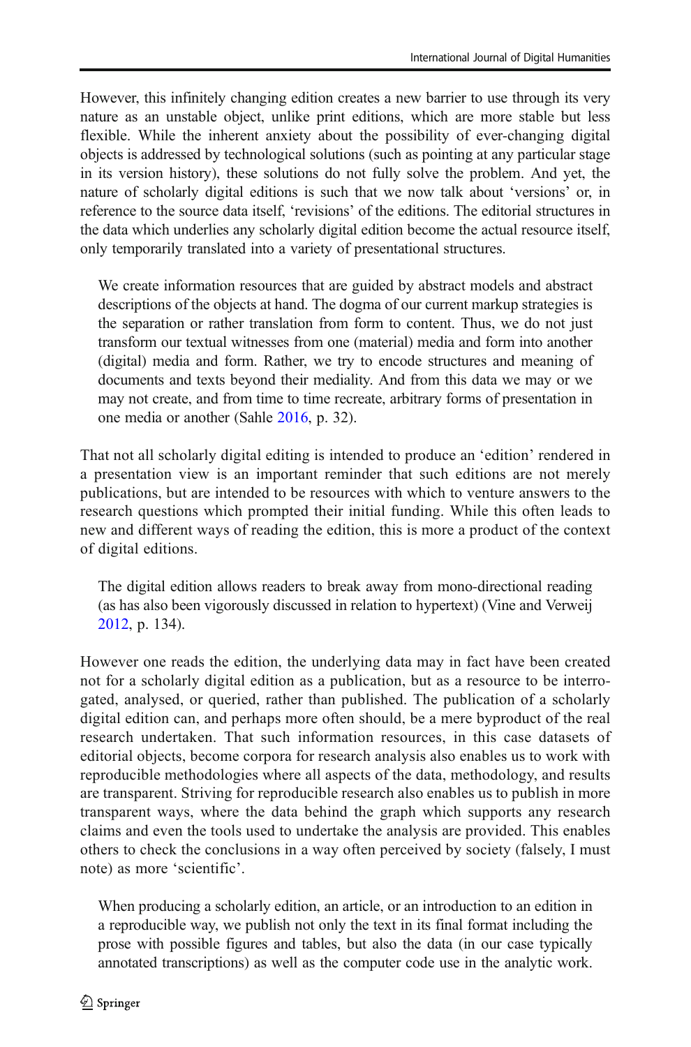However, this infinitely changing edition creates a new barrier to use through its very nature as an unstable object, unlike print editions, which are more stable but less flexible. While the inherent anxiety about the possibility of ever-changing digital objects is addressed by technological solutions (such as pointing at any particular stage in its version history), these solutions do not fully solve the problem. And yet, the nature of scholarly digital editions is such that we now talk about 'versions' or, in reference to the source data itself, 'revisions' of the editions. The editorial structures in the data which underlies any scholarly digital edition become the actual resource itself, only temporarily translated into a variety of presentational structures.

> We create information resources that are guided by abstract models and abstract descriptions of the objects at hand. The dogma of our current markup strategies is the separation or rather translation from form to content. Thus, we do not just transform our textual witnesses from one (material) media and form into another (digital) media and form. Rather, we try to encode structures and meaning of documents and texts beyond their mediality. And from this data we may or we may not create, and from time to time recreate, arbitrary forms of presentation in one media or another (Sahle 2016, p. 32).

That not all scholarly digital editing is intended to produce an 'edition' rendered in a presentation view is an important reminder that such editions are not merely publications, but are intended to be resources with which to venture answers to the research questions which prompted their initial funding. While this often leads to new and different ways of reading the edition, this is more a product of the context of digital editions.

> The digital edition allows readers to break away from mono-directional reading (as has also been vigorously discussed in relation to hypertext) (Vine and Verweij 2012, p. 134).

However one reads the edition, the underlying data may in fact have been created not for a scholarly digital edition as a publication, but as a resource to be interrogated, analysed, or queried, rather than published. The publication of a scholarly digital edition can, and perhaps more often should, be a mere byproduct of the real research undertaken. That such information resources, in this case datasets of editorial objects, become corpora for research analysis also enables us to work with reproducible methodologies where all aspects of the data, methodology, and results are transparent. Striving for reproducible research also enables us to publish in more transparent ways, where the data behind the graph which supports any research claims and even the tools used to undertake the analysis are provided. This enables others to check the conclusions in a way often perceived by society (falsely, I must note) as more 'scientific'.

> When producing a scholarly edition, an article, or an introduction to an edition in a reproducible way, we publish not only the text in its final format including the prose with possible figures and tables, but also the data (in our case typically annotated transcriptions) as well as the computer code use in the analytic work.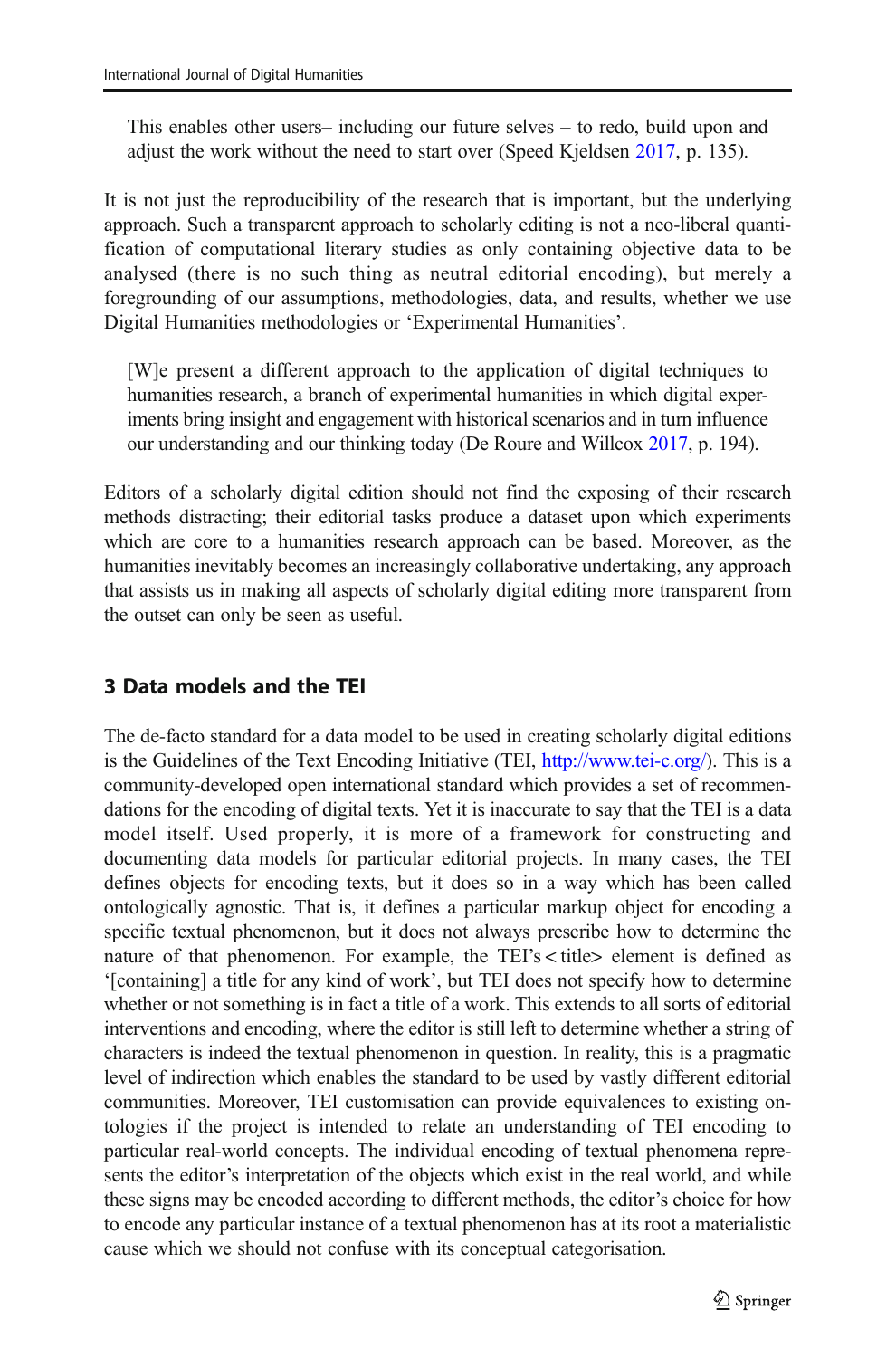> This enables other users– including our future selves – to redo, build upon and adjust the work without the need to start over (Speed Kjeldsen 2017, p. 135).

It is not just the reproducibility of the research that is important, but the underlying approach. Such a transparent approach to scholarly editing is not a neo-liberal quantification of computational literary studies as only containing objective data to be analysed (there is no such thing as neutral editorial encoding), but merely a foregrounding of our assumptions, methodologies, data, and results, whether we use Digital Humanities methodologies or 'Experimental Humanities'.

> [W]e present a different approach to the application of digital techniques to humanities research, a branch of experimental humanities in which digital experiments bring insight and engagement with historical scenarios and in turn influence our understanding and our thinking today (De Roure and Willcox 2017, p. 194).

Editors of a scholarly digital edition should not find the exposing of their research methods distracting; their editorial tasks produce a dataset upon which experiments which are core to a humanities research approach can be based. Moreover, as the humanities inevitably becomes an increasingly collaborative undertaking, any approach that assists us in making all aspects of scholarly digital editing more transparent from the outset can only be seen as useful.

## 3 Data models and the TEI

The de-facto standard for a data model to be used in creating scholarly digital editions is the Guidelines of the Text Encoding Initiative (TEI, http://www.tei-c.org/). This is a community-developed open international standard which provides a set of recommendations for the encoding of digital texts. Yet it is inaccurate to say that the TEI is a data model itself. Used properly, it is more of a framework for constructing and documenting data models for particular editorial projects. In many cases, the TEI defines objects for encoding texts, but it does so in a way which has been called ontologically agnostic. That is, it defines a particular markup object for encoding a specific textual phenomenon, but it does not always prescribe how to determine the nature of that phenomenon. For example, the TEI's < title> element is defined as '[containing] a title for any kind of work', but TEI does not specify how to determine whether or not something is in fact a title of a work. This extends to all sorts of editorial interventions and encoding, where the editor is still left to determine whether a string of characters is indeed the textual phenomenon in question. In reality, this is a pragmatic level of indirection which enables the standard to be used by vastly different editorial communities. Moreover, TEI customisation can provide equivalences to existing ontologies if the project is intended to relate an understanding of TEI encoding to particular real-world concepts. The individual encoding of textual phenomena represents the editor's interpretation of the objects which exist in the real world, and while these signs may be encoded according to different methods, the editor's choice for how to encode any particular instance of a textual phenomenon has at its root a materialistic cause which we should not confuse with its conceptual categorisation.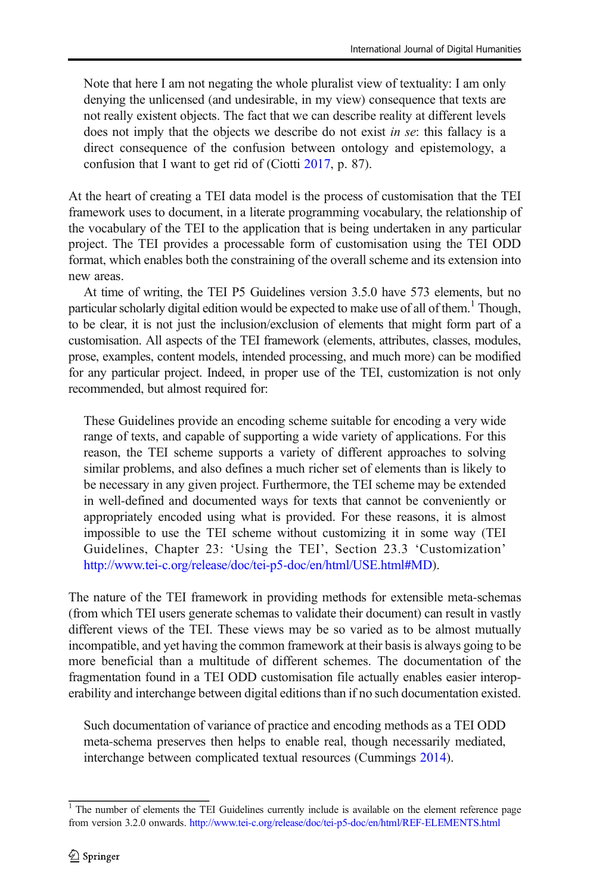> Note that here I am not negating the whole pluralist view of textuality: I am only denying the unlicensed (and undesirable, in my view) consequence that texts are not really existent objects. The fact that we can describe reality at different levels does not imply that the objects we describe do not exist *in se*: this fallacy is a direct consequence of the confusion between ontology and epistemology, a confusion that I want to get rid of (Ciotti 2017, p. 87).

At the heart of creating a TEI data model is the process of customisation that the TEI framework uses to document, in a literate programming vocabulary, the relationship of the vocabulary of the TEI to the application that is being undertaken in any particular project. The TEI provides a processable form of customisation using the TEI ODD format, which enables both the constraining of the overall scheme and its extension into new areas.

At time of writing, the TEI P5 Guidelines version 3.5.0 have 573 elements, but no particular scholarly digital edition would be expected to make use of all of them.[1] Though, to be clear, it is not just the inclusion/exclusion of elements that might form part of a customisation. All aspects of the TEI framework (elements, attributes, classes, modules, prose, examples, content models, intended processing, and much more) can be modified for any particular project. Indeed, in proper use of the TEI, customization is not only recommended, but almost required for:

> These Guidelines provide an encoding scheme suitable for encoding a very wide range of texts, and capable of supporting a wide variety of applications. For this reason, the TEI scheme supports a variety of different approaches to solving similar problems, and also defines a much richer set of elements than is likely to be necessary in any given project. Furthermore, the TEI scheme may be extended in well-defined and documented ways for texts that cannot be conveniently or appropriately encoded using what is provided. For these reasons, it is almost impossible to use the TEI scheme without customizing it in some way (TEI Guidelines, Chapter 23: 'Using the TEI', Section 23.3 'Customization' http://www.tei-c.org/release/doc/tei-p5-doc/en/html/USE.html#MD).

The nature of the TEI framework in providing methods for extensible meta-schemas (from which TEI users generate schemas to validate their document) can result in vastly different views of the TEI. These views may be so varied as to be almost mutually incompatible, and yet having the common framework at their basis is always going to be more beneficial than a multitude of different schemes. The documentation of the fragmentation found in a TEI ODD customisation file actually enables easier interoperability and interchange between digital editions than if no such documentation existed.

> Such documentation of variance of practice and encoding methods as a TEI ODD meta-schema preserves then helps to enable real, though necessarily mediated, interchange between complicated textual resources (Cummings 2014).

[1] The number of elements the TEI Guidelines currently include is available on the element reference page from version 3.2.0 onwards. http://www.tei-c.org/release/doc/tei-p5-doc/en/html/REF-ELEMENTS.html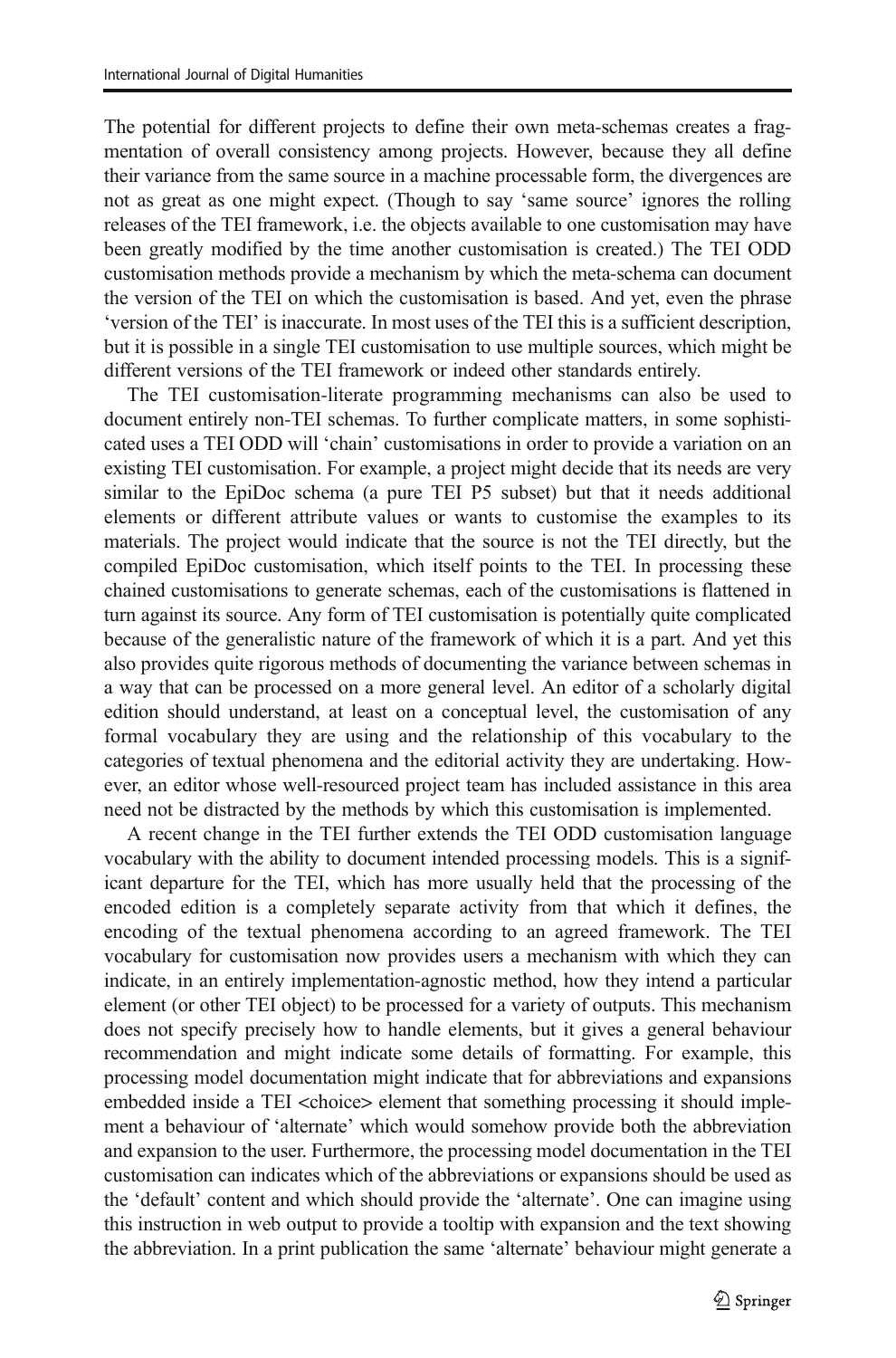The potential for different projects to define their own meta-schemas creates a fragmentation of overall consistency among projects. However, because they all define their variance from the same source in a machine processable form, the divergences are not as great as one might expect. (Though to say 'same source' ignores the rolling releases of the TEI framework, i.e. the objects available to one customisation may have been greatly modified by the time another customisation is created.) The TEI ODD customisation methods provide a mechanism by which the meta-schema can document the version of the TEI on which the customisation is based. And yet, even the phrase 'version of the TEI' is inaccurate. In most uses of the TEI this is a sufficient description, but it is possible in a single TEI customisation to use multiple sources, which might be different versions of the TEI framework or indeed other standards entirely.

The TEI customisation-literate programming mechanisms can also be used to document entirely non-TEI schemas. To further complicate matters, in some sophisticated uses a TEI ODD will 'chain' customisations in order to provide a variation on an existing TEI customisation. For example, a project might decide that its needs are very similar to the EpiDoc schema (a pure TEI P5 subset) but that it needs additional elements or different attribute values or wants to customise the examples to its materials. The project would indicate that the source is not the TEI directly, but the compiled EpiDoc customisation, which itself points to the TEI. In processing these chained customisations to generate schemas, each of the customisations is flattened in turn against its source. Any form of TEI customisation is potentially quite complicated because of the generalistic nature of the framework of which it is a part. And yet this also provides quite rigorous methods of documenting the variance between schemas in a way that can be processed on a more general level. An editor of a scholarly digital edition should understand, at least on a conceptual level, the customisation of any formal vocabulary they are using and the relationship of this vocabulary to the categories of textual phenomena and the editorial activity they are undertaking. However, an editor whose well-resourced project team has included assistance in this area need not be distracted by the methods by which this customisation is implemented.

A recent change in the TEI further extends the TEI ODD customisation language vocabulary with the ability to document intended processing models. This is a significant departure for the TEI, which has more usually held that the processing of the encoded edition is a completely separate activity from that which it defines, the encoding of the textual phenomena according to an agreed framework. The TEI vocabulary for customisation now provides users a mechanism with which they can indicate, in an entirely implementation-agnostic method, how they intend a particular element (or other TEI object) to be processed for a variety of outputs. This mechanism does not specify precisely how to handle elements, but it gives a general behaviour recommendation and might indicate some details of formatting. For example, this processing model documentation might indicate that for abbreviations and expansions embedded inside a TEI <choice> element that something processing it should implement a behaviour of 'alternate' which would somehow provide both the abbreviation and expansion to the user. Furthermore, the processing model documentation in the TEI customisation can indicates which of the abbreviations or expansions should be used as the 'default' content and which should provide the 'alternate'. One can imagine using this instruction in web output to provide a tooltip with expansion and the text showing the abbreviation. In a print publication the same 'alternate' behaviour might generate a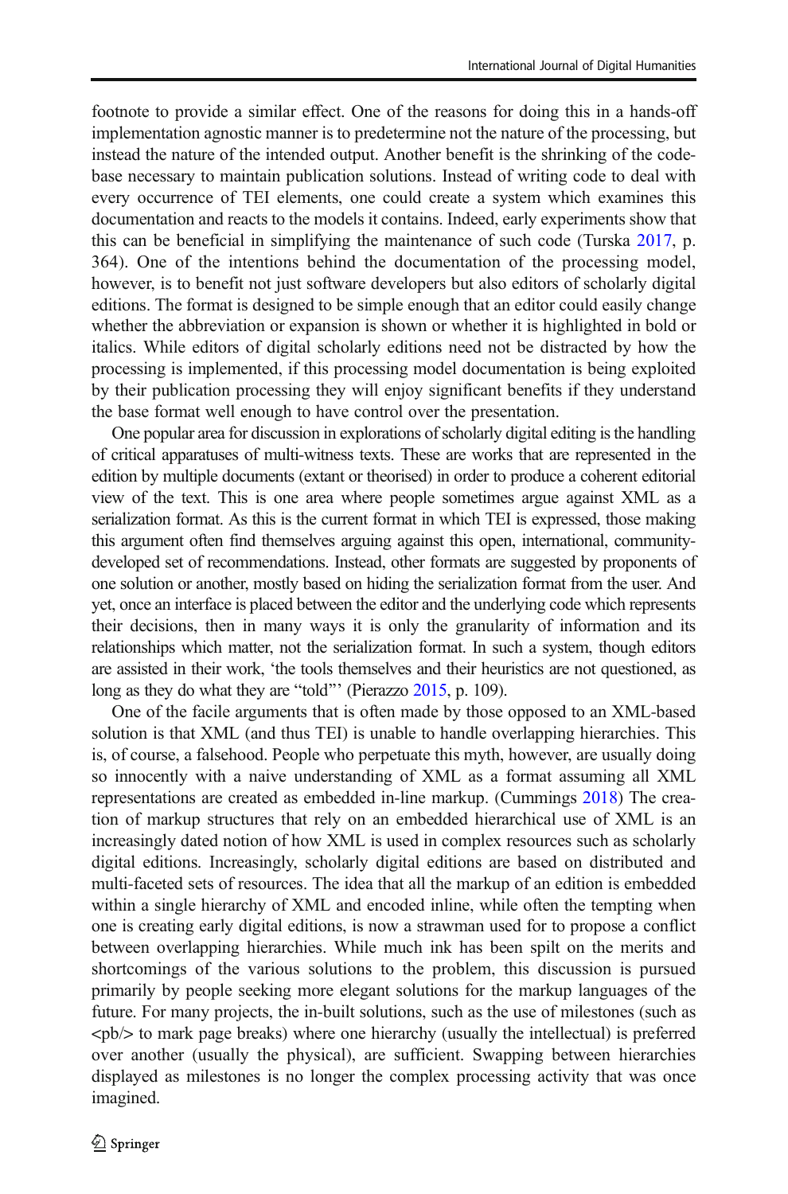footnote to provide a similar effect. One of the reasons for doing this in a hands-off implementation agnostic manner is to predetermine not the nature of the processing, but instead the nature of the intended output. Another benefit is the shrinking of the code-base necessary to maintain publication solutions. Instead of writing code to deal with every occurrence of TEI elements, one could create a system which examines this documentation and reacts to the models it contains. Indeed, early experiments show that this can be beneficial in simplifying the maintenance of such code (Turska 2017, p. 364). One of the intentions behind the documentation of the processing model, however, is to benefit not just software developers but also editors of scholarly digital editions. The format is designed to be simple enough that an editor could easily change whether the abbreviation or expansion is shown or whether it is highlighted in bold or italics. While editors of digital scholarly editions need not be distracted by how the processing is implemented, if this processing model documentation is being exploited by their publication processing they will enjoy significant benefits if they understand the base format well enough to have control over the presentation.

One popular area for discussion in explorations of scholarly digital editing is the handling of critical apparatuses of multi-witness texts. These are works that are represented in the edition by multiple documents (extant or theorised) in order to produce a coherent editorial view of the text. This is one area where people sometimes argue against XML as a serialization format. As this is the current format in which TEI is expressed, those making this argument often find themselves arguing against this open, international, community-developed set of recommendations. Instead, other formats are suggested by proponents of one solution or another, mostly based on hiding the serialization format from the user. And yet, once an interface is placed between the editor and the underlying code which represents their decisions, then in many ways it is only the granularity of information and its relationships which matter, not the serialization format. In such a system, though editors are assisted in their work, 'the tools themselves and their heuristics are not questioned, as long as they do what they are "told"' (Pierazzo 2015, p. 109).

One of the facile arguments that is often made by those opposed to an XML-based solution is that XML (and thus TEI) is unable to handle overlapping hierarchies. This is, of course, a falsehood. People who perpetuate this myth, however, are usually doing so innocently with a naive understanding of XML as a format assuming all XML representations are created as embedded in-line markup. (Cummings 2018) The creation of markup structures that rely on an embedded hierarchical use of XML is an increasingly dated notion of how XML is used in complex resources such as scholarly digital editions. Increasingly, scholarly digital editions are based on distributed and multi-faceted sets of resources. The idea that all the markup of an edition is embedded within a single hierarchy of XML and encoded inline, while often the tempting when one is creating early digital editions, is now a strawman used for to propose a conflict between overlapping hierarchies. While much ink has been spilt on the merits and shortcomings of the various solutions to the problem, this discussion is pursued primarily by people seeking more elegant solutions for the markup languages of the future. For many projects, the in-built solutions, such as the use of milestones (such as <pb/> to mark page breaks) where one hierarchy (usually the intellectual) is preferred over another (usually the physical), are sufficient. Swapping between hierarchies displayed as milestones is no longer the complex processing activity that was once imagined.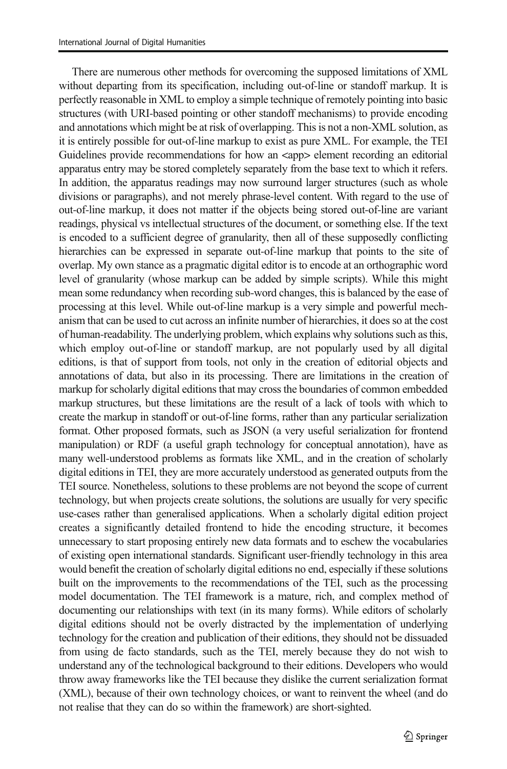There are numerous other methods for overcoming the supposed limitations of XML without departing from its specification, including out-of-line or standoff markup. It is perfectly reasonable in XML to employ a simple technique of remotely pointing into basic structures (with URI-based pointing or other standoff mechanisms) to provide encoding and annotations which might be at risk of overlapping. This is not a non-XML solution, as it is entirely possible for out-of-line markup to exist as pure XML. For example, the TEI Guidelines provide recommendations for how an <app> element recording an editorial apparatus entry may be stored completely separately from the base text to which it refers. In addition, the apparatus readings may now surround larger structures (such as whole divisions or paragraphs), and not merely phrase-level content. With regard to the use of out-of-line markup, it does not matter if the objects being stored out-of-line are variant readings, physical vs intellectual structures of the document, or something else. If the text is encoded to a sufficient degree of granularity, then all of these supposedly conflicting hierarchies can be expressed in separate out-of-line markup that points to the site of overlap. My own stance as a pragmatic digital editor is to encode at an orthographic word level of granularity (whose markup can be added by simple scripts). While this might mean some redundancy when recording sub-word changes, this is balanced by the ease of processing at this level. While out-of-line markup is a very simple and powerful mechanism that can be used to cut across an infinite number of hierarchies, it does so at the cost of human-readability. The underlying problem, which explains why solutions such as this, which employ out-of-line or standoff markup, are not popularly used by all digital editions, is that of support from tools, not only in the creation of editorial objects and annotations of data, but also in its processing. There are limitations in the creation of markup for scholarly digital editions that may cross the boundaries of common embedded markup structures, but these limitations are the result of a lack of tools with which to create the markup in standoff or out-of-line forms, rather than any particular serialization format. Other proposed formats, such as JSON (a very useful serialization for frontend manipulation) or RDF (a useful graph technology for conceptual annotation), have as many well-understood problems as formats like XML, and in the creation of scholarly digital editions in TEI, they are more accurately understood as generated outputs from the TEI source. Nonetheless, solutions to these problems are not beyond the scope of current technology, but when projects create solutions, the solutions are usually for very specific use-cases rather than generalised applications. When a scholarly digital edition project creates a significantly detailed frontend to hide the encoding structure, it becomes unnecessary to start proposing entirely new data formats and to eschew the vocabularies of existing open international standards. Significant user-friendly technology in this area would benefit the creation of scholarly digital editions no end, especially if these solutions built on the improvements to the recommendations of the TEI, such as the processing model documentation. The TEI framework is a mature, rich, and complex method of documenting our relationships with text (in its many forms). While editors of scholarly digital editions should not be overly distracted by the implementation of underlying technology for the creation and publication of their editions, they should not be dissuaded from using de facto standards, such as the TEI, merely because they do not wish to understand any of the technological background to their editions. Developers who would throw away frameworks like the TEI because they dislike the current serialization format (XML), because of their own technology choices, or want to reinvent the wheel (and do not realise that they can do so within the framework) are short-sighted.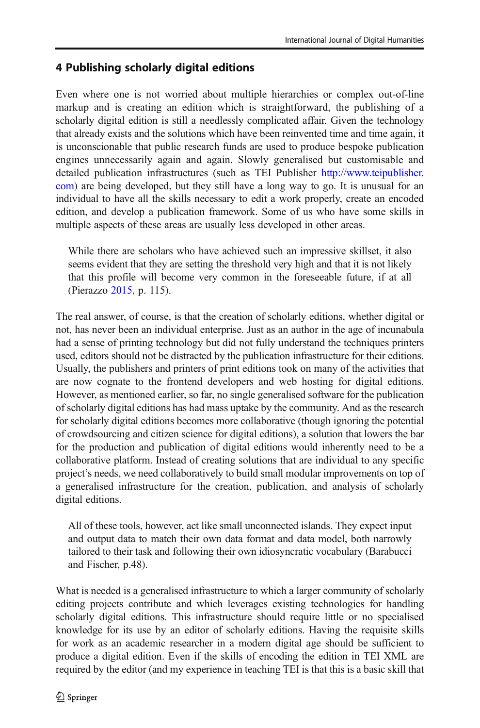## 4 Publishing scholarly digital editions

Even where one is not worried about multiple hierarchies or complex out-of-line markup and is creating an edition which is straightforward, the publishing of a scholarly digital edition is still a needlessly complicated affair. Given the technology that already exists and the solutions which have been reinvented time and time again, it is unconscionable that public research funds are used to produce bespoke publication engines unnecessarily again and again. Slowly generalised but customisable and detailed publication infrastructures (such as TEI Publisher http://www.teipublisher.com) are being developed, but they still have a long way to go. It is unusual for an individual to have all the skills necessary to edit a work properly, create an encoded edition, and develop a publication framework. Some of us who have some skills in multiple aspects of these areas are usually less developed in other areas.

> While there are scholars who have achieved such an impressive skillset, it also seems evident that they are setting the threshold very high and that it is not likely that this profile will become very common in the foreseeable future, if at all (Pierazzo 2015, p. 115).

The real answer, of course, is that the creation of scholarly editions, whether digital or not, has never been an individual enterprise. Just as an author in the age of incunabula had a sense of printing technology but did not fully understand the techniques printers used, editors should not be distracted by the publication infrastructure for their editions. Usually, the publishers and printers of print editions took on many of the activities that are now cognate to the frontend developers and web hosting for digital editions. However, as mentioned earlier, so far, no single generalised software for the publication of scholarly digital editions has had mass uptake by the community. And as the research for scholarly digital editions becomes more collaborative (though ignoring the potential of crowdsourcing and citizen science for digital editions), a solution that lowers the bar for the production and publication of digital editions would inherently need to be a collaborative platform. Instead of creating solutions that are individual to any specific project's needs, we need collaboratively to build small modular improvements on top of a generalised infrastructure for the creation, publication, and analysis of scholarly digital editions.

> All of these tools, however, act like small unconnected islands. They expect input and output data to match their own data format and data model, both narrowly tailored to their task and following their own idiosyncratic vocabulary (Barabucci and Fischer, p.48).

What is needed is a generalised infrastructure to which a larger community of scholarly editing projects contribute and which leverages existing technologies for handling scholarly digital editions. This infrastructure should require little or no specialised knowledge for its use by an editor of scholarly editions. Having the requisite skills for work as an academic researcher in a modern digital age should be sufficient to produce a digital edition. Even if the skills of encoding the edition in TEI XML are required by the editor (and my experience in teaching TEI is that this is a basic skill that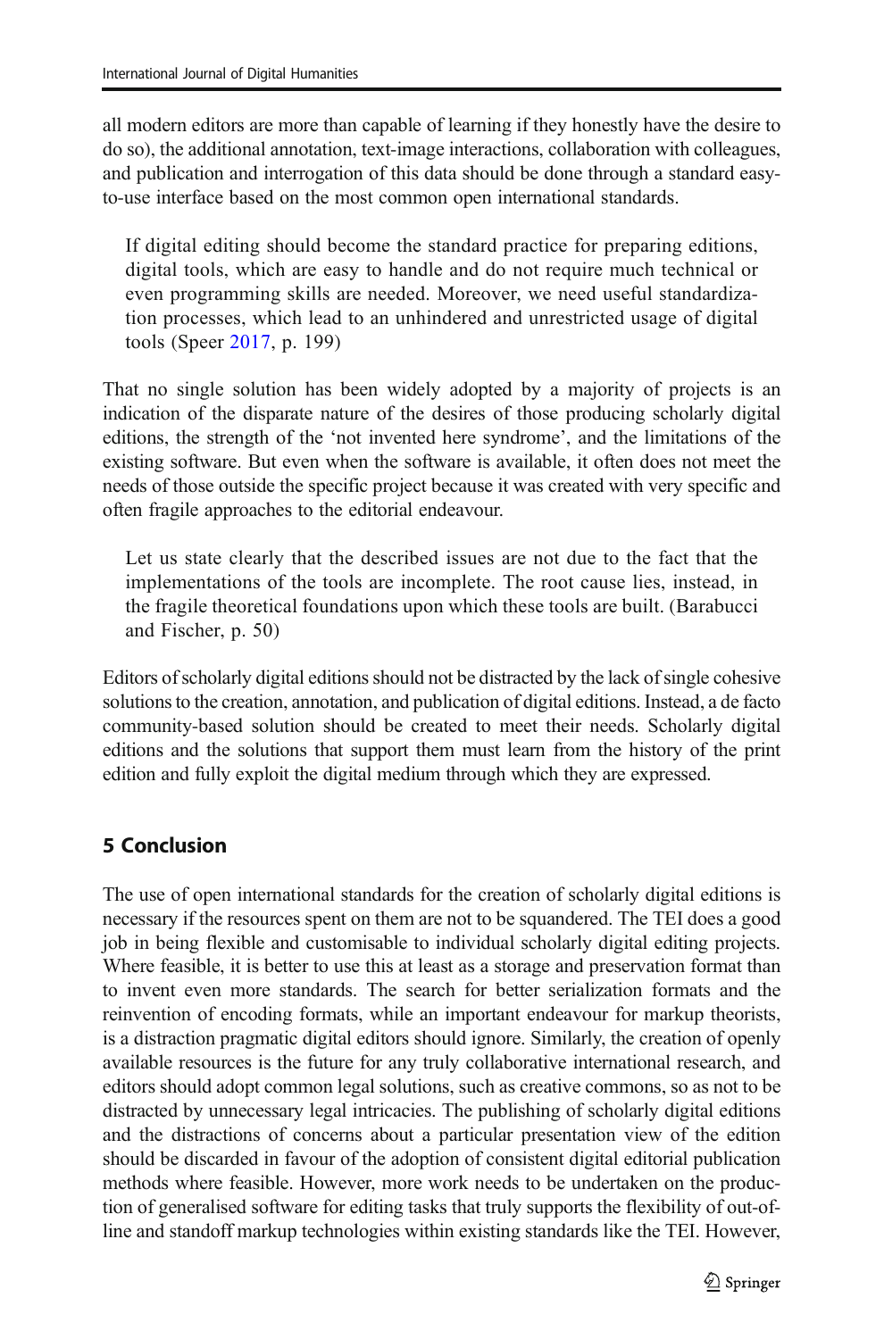all modern editors are more than capable of learning if they honestly have the desire to do so), the additional annotation, text-image interactions, collaboration with colleagues, and publication and interrogation of this data should be done through a standard easy-to-use interface based on the most common open international standards.

> If digital editing should become the standard practice for preparing editions, digital tools, which are easy to handle and do not require much technical or even programming skills are needed. Moreover, we need useful standardization processes, which lead to an unhindered and unrestricted usage of digital tools (Speer 2017, p. 199)

That no single solution has been widely adopted by a majority of projects is an indication of the disparate nature of the desires of those producing scholarly digital editions, the strength of the 'not invented here syndrome', and the limitations of the existing software. But even when the software is available, it often does not meet the needs of those outside the specific project because it was created with very specific and often fragile approaches to the editorial endeavour.

> Let us state clearly that the described issues are not due to the fact that the implementations of the tools are incomplete. The root cause lies, instead, in the fragile theoretical foundations upon which these tools are built. (Barabucci and Fischer, p. 50)

Editors of scholarly digital editions should not be distracted by the lack of single cohesive solutions to the creation, annotation, and publication of digital editions. Instead, a de facto community-based solution should be created to meet their needs. Scholarly digital editions and the solutions that support them must learn from the history of the print edition and fully exploit the digital medium through which they are expressed.

## 5 Conclusion

The use of open international standards for the creation of scholarly digital editions is necessary if the resources spent on them are not to be squandered. The TEI does a good job in being flexible and customisable to individual scholarly digital editing projects. Where feasible, it is better to use this at least as a storage and preservation format than to invent even more standards. The search for better serialization formats and the reinvention of encoding formats, while an important endeavour for markup theorists, is a distraction pragmatic digital editors should ignore. Similarly, the creation of openly available resources is the future for any truly collaborative international research, and editors should adopt common legal solutions, such as creative commons, so as not to be distracted by unnecessary legal intricacies. The publishing of scholarly digital editions and the distractions of concerns about a particular presentation view of the edition should be discarded in favour of the adoption of consistent digital editorial publication methods where feasible. However, more work needs to be undertaken on the production of generalised software for editing tasks that truly supports the flexibility of out-of-line and standoff markup technologies within existing standards like the TEI. However,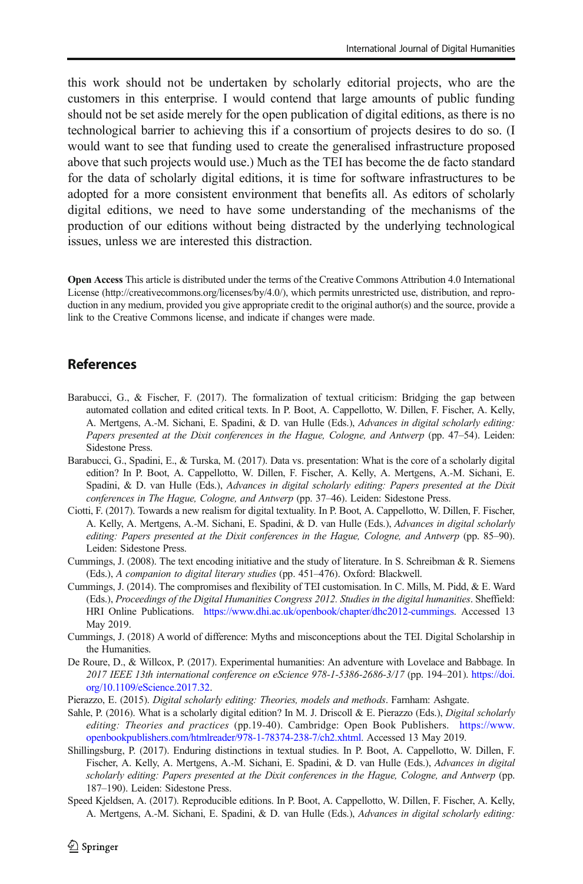this work should not be undertaken by scholarly editorial projects, who are the customers in this enterprise. I would contend that large amounts of public funding should not be set aside merely for the open publication of digital editions, as there is no technological barrier to achieving this if a consortium of projects desires to do so. (I would want to see that funding used to create the generalised infrastructure proposed above that such projects would use.) Much as the TEI has become the de facto standard for the data of scholarly digital editions, it is time for software infrastructures to be adopted for a more consistent environment that benefits all. As editors of scholarly digital editions, we need to have some understanding of the mechanisms of the production of our editions without being distracted by the underlying technological issues, unless we are interested this distraction.

**Open Access** This article is distributed under the terms of the Creative Commons Attribution 4.0 International License (http://creativecommons.org/licenses/by/4.0/), which permits unrestricted use, distribution, and reproduction in any medium, provided you give appropriate credit to the original author(s) and the source, provide a link to the Creative Commons license, and indicate if changes were made.

## References

Barabucci, G., & Fischer, F. (2017). The formalization of textual criticism: Bridging the gap between automated collation and edited critical texts. In P. Boot, A. Cappellotto, W. Dillen, F. Fischer, A. Kelly, A. Mertgens, A.-M. Sichani, E. Spadini, & D. van Hulle (Eds.), *Advances in digital scholarly editing: Papers presented at the Dixit conferences in the Hague, Cologne, and Antwerp* (pp. 47–54). Leiden: Sidestone Press.

Barabucci, G., Spadini, E., & Turska, M. (2017). Data vs. presentation: What is the core of a scholarly digital edition? In P. Boot, A. Cappellotto, W. Dillen, F. Fischer, A. Kelly, A. Mertgens, A.-M. Sichani, E. Spadini, & D. van Hulle (Eds.), *Advances in digital scholarly editing: Papers presented at the Dixit conferences in The Hague, Cologne, and Antwerp* (pp. 37–46). Leiden: Sidestone Press.

Ciotti, F. (2017). Towards a new realism for digital textuality. In P. Boot, A. Cappellotto, W. Dillen, F. Fischer, A. Kelly, A. Mertgens, A.-M. Sichani, E. Spadini, & D. van Hulle (Eds.), *Advances in digital scholarly editing: Papers presented at the Dixit conferences in the Hague, Cologne, and Antwerp* (pp. 85–90). Leiden: Sidestone Press.

Cummings, J. (2008). The text encoding initiative and the study of literature. In S. Schreibman & R. Siemens (Eds.), *A companion to digital literary studies* (pp. 451–476). Oxford: Blackwell.

Cummings, J. (2014). The compromises and flexibility of TEI customisation. In C. Mills, M. Pidd, & E. Ward (Eds.), *Proceedings of the Digital Humanities Congress 2012. Studies in the digital humanities*. Sheffield: HRI Online Publications. https://www.dhi.ac.uk/openbook/chapter/dhc2012-cummings. Accessed 13 May 2019.

Cummings, J. (2018) A world of difference: Myths and misconceptions about the TEI. Digital Scholarship in the Humanities.

De Roure, D., & Willcox, P. (2017). Experimental humanities: An adventure with Lovelace and Babbage. In *2017 IEEE 13th international conference on eScience 978-1-5386-2686-3/17* (pp. 194–201). https://doi.org/10.1109/eScience.2017.32.

Pierazzo, E. (2015). *Digital scholarly editing: Theories, models and methods*. Farnham: Ashgate.

Sahle, P. (2016). What is a scholarly digital edition? In M. J. Driscoll & E. Pierazzo (Eds.), *Digital scholarly editing: Theories and practices* (pp.19-40). Cambridge: Open Book Publishers. https://www.openbookpublishers.com/htmlreader/978-1-78374-238-7/ch2.xhtml. Accessed 13 May 2019.

Shillingsburg, P. (2017). Enduring distinctions in textual studies. In P. Boot, A. Cappellotto, W. Dillen, F. Fischer, A. Kelly, A. Mertgens, A.-M. Sichani, E. Spadini, & D. van Hulle (Eds.), *Advances in digital scholarly editing: Papers presented at the Dixit conferences in the Hague, Cologne, and Antwerp* (pp. 187–190). Leiden: Sidestone Press.

Speed Kjeldsen, A. (2017). Reproducible editions. In P. Boot, A. Cappellotto, W. Dillen, F. Fischer, A. Kelly, A. Mertgens, A.-M. Sichani, E. Spadini, & D. van Hulle (Eds.), *Advances in digital scholarly editing:*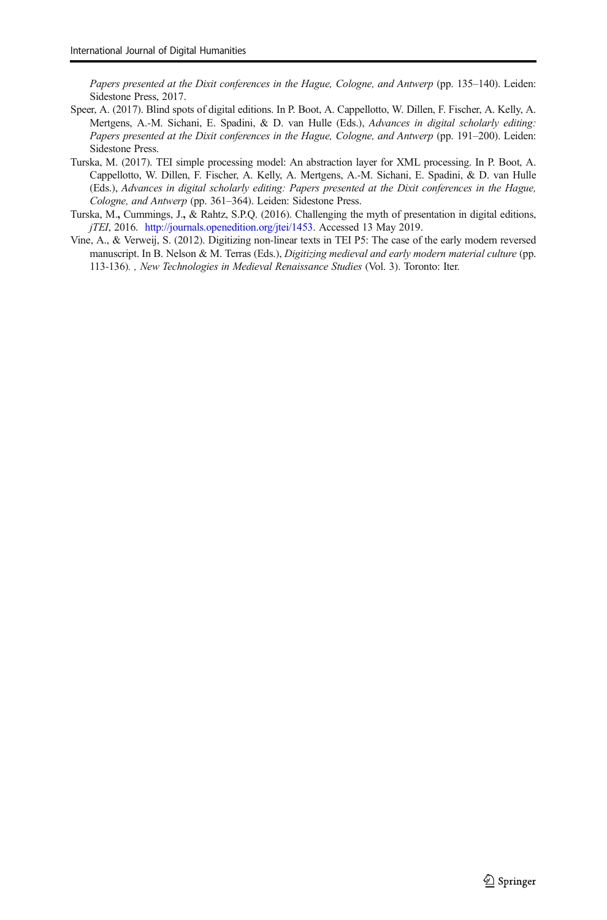*Papers presented at the Dixit conferences in the Hague, Cologne, and Antwerp* (pp. 135–140). Leiden: Sidestone Press, 2017.

Speer, A. (2017). Blind spots of digital editions. In P. Boot, A. Cappellotto, W. Dillen, F. Fischer, A. Kelly, A. Mertgens, A.-M. Sichani, E. Spadini, & D. van Hulle (Eds.), *Advances in digital scholarly editing: Papers presented at the Dixit conferences in the Hague, Cologne, and Antwerp* (pp. 191–200). Leiden: Sidestone Press.

Turska, M. (2017). TEI simple processing model: An abstraction layer for XML processing. In P. Boot, A. Cappellotto, W. Dillen, F. Fischer, A. Kelly, A. Mertgens, A.-M. Sichani, E. Spadini, & D. van Hulle (Eds.), *Advances in digital scholarly editing: Papers presented at the Dixit conferences in the Hague, Cologne, and Antwerp* (pp. 361–364). Leiden: Sidestone Press.

Turska, M., Cummings, J., & Rahtz, S.P.Q. (2016). Challenging the myth of presentation in digital editions, *jTEI*, 2016. http://journals.openedition.org/jtei/1453. Accessed 13 May 2019.

Vine, A., & Verweij, S. (2012). Digitizing non-linear texts in TEI P5: The case of the early modern reversed manuscript. In B. Nelson & M. Terras (Eds.), *Digitizing medieval and early modern material culture* (pp. 113-136). , *New Technologies in Medieval Renaissance Studies* (Vol. 3). Toronto: Iter.